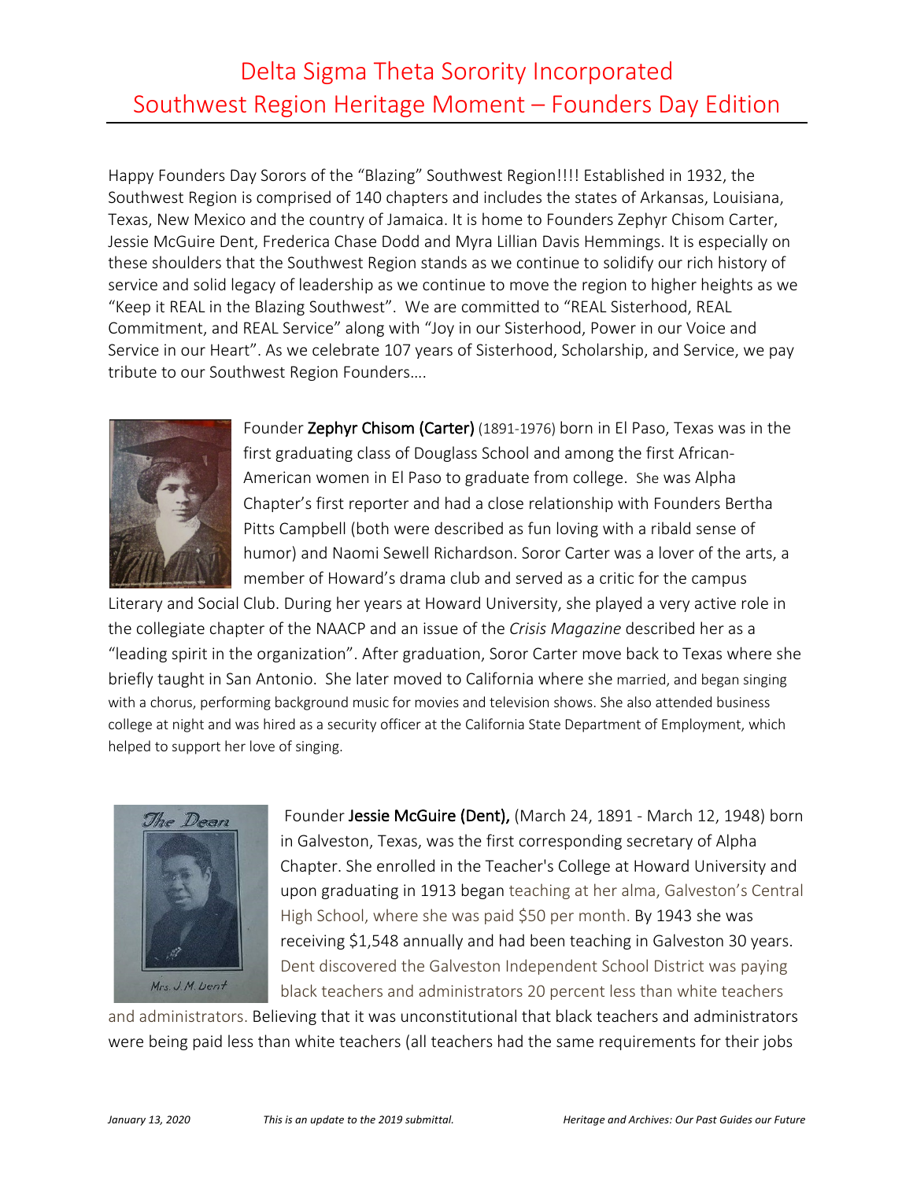# Delta Sigma Theta Sorority Incorporated
# Southwest Region Heritage Moment – Founders Day Edition

Happy Founders Day Sorors of the "Blazing" Southwest Region!!!! Established in 1932, the Southwest Region is comprised of 140 chapters and includes the states of Arkansas, Louisiana, Texas, New Mexico and the country of Jamaica. It is home to Founders Zephyr Chisom Carter, Jessie McGuire Dent, Frederica Chase Dodd and Myra Lillian Davis Hemmings. It is especially on these shoulders that the Southwest Region stands as we continue to solidify our rich history of service and solid legacy of leadership as we continue to move the region to higher heights as we "Keep it REAL in the Blazing Southwest". We are committed to "REAL Sisterhood, REAL Commitment, and REAL Service" along with "Joy in our Sisterhood, Power in our Voice and Service in our Heart". As we celebrate 107 years of Sisterhood, Scholarship, and Service, we pay tribute to our Southwest Region Founders….

Founder **Zephyr Chisom (Carter)** (1891-1976) born in El Paso, Texas was in the first graduating class of Douglass School and among the first African-American women in El Paso to graduate from college. She was Alpha Chapter's first reporter and had a close relationship with Founders Bertha Pitts Campbell (both were described as fun loving with a ribald sense of humor) and Naomi Sewell Richardson. Soror Carter was a lover of the arts, a member of Howard's drama club and served as a critic for the campus Literary and Social Club. During her years at Howard University, she played a very active role in the collegiate chapter of the NAACP and an issue of the *Crisis Magazine* described her as a "leading spirit in the organization". After graduation, Soror Carter move back to Texas where she briefly taught in San Antonio. She later moved to California where she married, and began singing with a chorus, performing background music for movies and television shows. She also attended business college at night and was hired as a security officer at the California State Department of Employment, which helped to support her love of singing.

Founder **Jessie McGuire (Dent),** (March 24, 1891 - March 12, 1948) born in Galveston, Texas, was the first corresponding secretary of Alpha Chapter. She enrolled in the Teacher's College at Howard University and upon graduating in 1913 began teaching at her alma, Galveston's Central High School, where she was paid $50 per month. By 1943 she was receiving $1,548 annually and had been teaching in Galveston 30 years. Dent discovered the Galveston Independent School District was paying black teachers and administrators 20 percent less than white teachers and administrators. Believing that it was unconstitutional that black teachers and administrators were being paid less than white teachers (all teachers had the same requirements for their jobs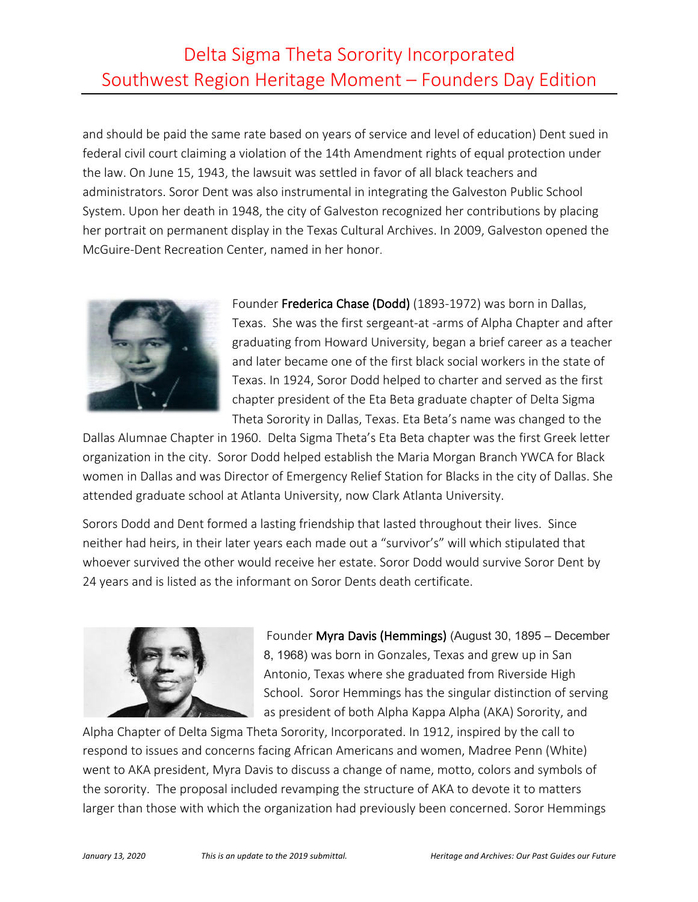and should be paid the same rate based on years of service and level of education) Dent sued in federal civil court claiming a violation of the 14th Amendment rights of equal protection under the law. On June 15, 1943, the lawsuit was settled in favor of all black teachers and administrators. Soror Dent was also instrumental in integrating the Galveston Public School System. Upon her death in 1948, the city of Galveston recognized her contributions by placing her portrait on permanent display in the Texas Cultural Archives. In 2009, Galveston opened the McGuire-Dent Recreation Center, named in her honor.

Founder **Frederica Chase (Dodd)** (1893-1972) was born in Dallas, Texas. She was the first sergeant-at -arms of Alpha Chapter and after graduating from Howard University, began a brief career as a teacher and later became one of the first black social workers in the state of Texas. In 1924, Soror Dodd helped to charter and served as the first chapter president of the Eta Beta graduate chapter of Delta Sigma Theta Sorority in Dallas, Texas. Eta Beta's name was changed to the Dallas Alumnae Chapter in 1960. Delta Sigma Theta's Eta Beta chapter was the first Greek letter organization in the city. Soror Dodd helped establish the Maria Morgan Branch YWCA for Black women in Dallas and was Director of Emergency Relief Station for Blacks in the city of Dallas. She attended graduate school at Atlanta University, now Clark Atlanta University.

Sorors Dodd and Dent formed a lasting friendship that lasted throughout their lives. Since neither had heirs, in their later years each made out a "survivor's" will which stipulated that whoever survived the other would receive her estate. Soror Dodd would survive Soror Dent by 24 years and is listed as the informant on Soror Dents death certificate.

Founder **Myra Davis (Hemmings)** (August 30, 1895 – December 8, 1968) was born in Gonzales, Texas and grew up in San Antonio, Texas where she graduated from Riverside High School. Soror Hemmings has the singular distinction of serving as president of both Alpha Kappa Alpha (AKA) Sorority, and Alpha Chapter of Delta Sigma Theta Sorority, Incorporated. In 1912, inspired by the call to respond to issues and concerns facing African Americans and women, Madree Penn (White) went to AKA president, Myra Davis to discuss a change of name, motto, colors and symbols of the sorority. The proposal included revamping the structure of AKA to devote it to matters larger than those with which the organization had previously been concerned. Soror Hemmings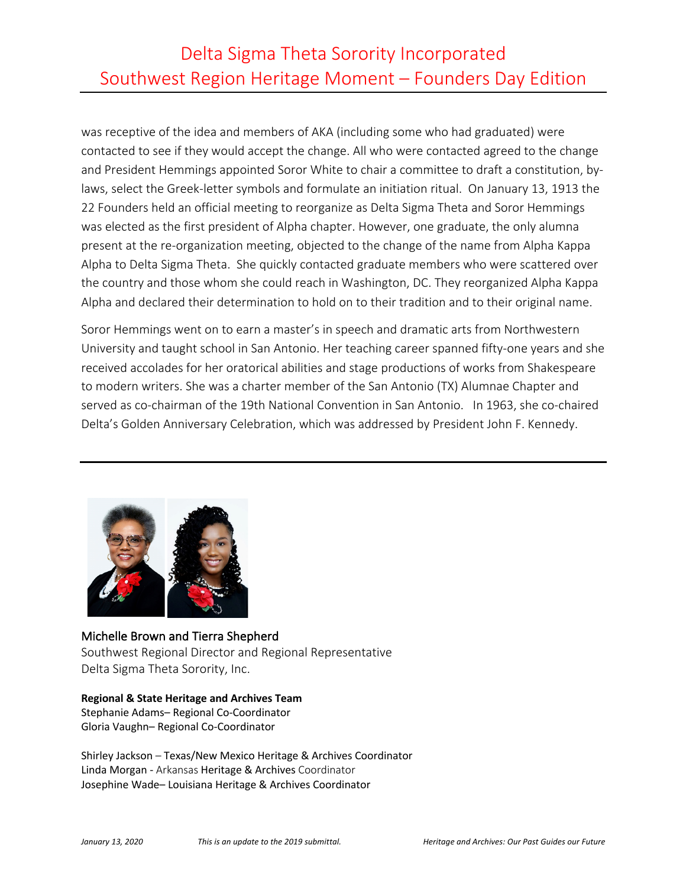was receptive of the idea and members of AKA (including some who had graduated) were contacted to see if they would accept the change. All who were contacted agreed to the change and President Hemmings appointed Soror White to chair a committee to draft a constitution, by-laws, select the Greek-letter symbols and formulate an initiation ritual. On January 13, 1913 the 22 Founders held an official meeting to reorganize as Delta Sigma Theta and Soror Hemmings was elected as the first president of Alpha chapter. However, one graduate, the only alumna present at the re-organization meeting, objected to the change of the name from Alpha Kappa Alpha to Delta Sigma Theta. She quickly contacted graduate members who were scattered over the country and those whom she could reach in Washington, DC. They reorganized Alpha Kappa Alpha and declared their determination to hold on to their tradition and to their original name.

Soror Hemmings went on to earn a master's in speech and dramatic arts from Northwestern University and taught school in San Antonio. Her teaching career spanned fifty-one years and she received accolades for her oratorical abilities and stage productions of works from Shakespeare to modern writers. She was a charter member of the San Antonio (TX) Alumnae Chapter and served as co-chairman of the 19th National Convention in San Antonio. In 1963, she co-chaired Delta's Golden Anniversary Celebration, which was addressed by President John F. Kennedy.

---

Michelle Brown and Tierra Shepherd
Southwest Regional Director and Regional Representative
Delta Sigma Theta Sorority, Inc.

**Regional & State Heritage and Archives Team**
Stephanie Adams– Regional Co-Coordinator
Gloria Vaughn– Regional Co-Coordinator

Shirley Jackson – Texas/New Mexico Heritage & Archives Coordinator
Linda Morgan - Arkansas Heritage & Archives Coordinator
Josephine Wade– Louisiana Heritage & Archives Coordinator

*January 13, 2020* *This is an update to the 2019 submittal.* *Heritage and Archives: Our Past Guides our Future*